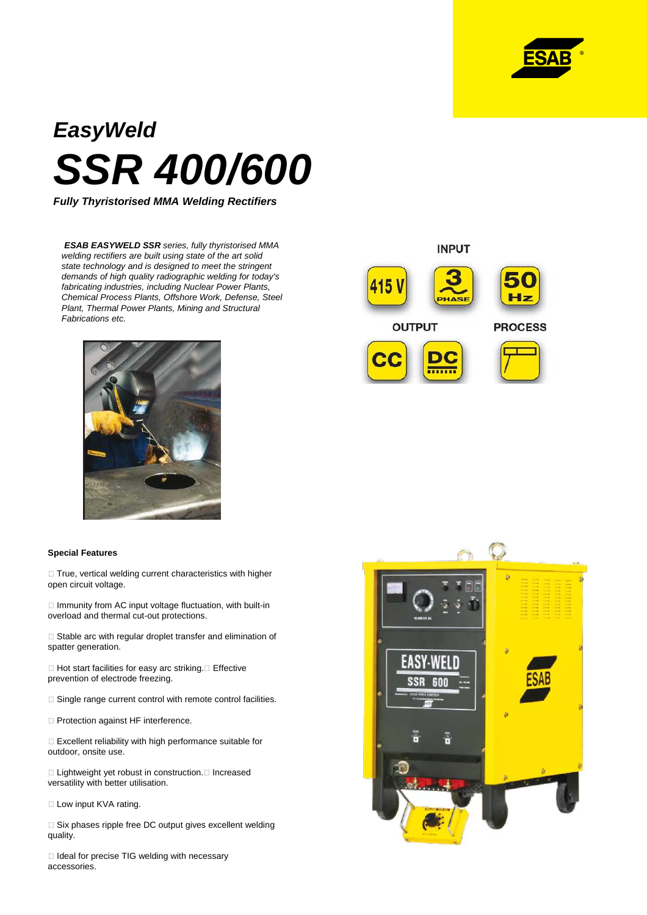# EasyWeld

# SSR 400/600

***Fully Thyristorised MMA Welding Rectifiers***

***ESAB EASYWELD SSR*** *series, fully thyristorised MMA welding rectifiers are built using state of the art solid state technology and is designed to meet the stringent demands of high quality radiographic welding for today's fabricating industries, including Nuclear Power Plants, Chemical Process Plants, Offshore Work, Defense, Steel Plant, Thermal Power Plants, Mining and Structural Fabrications etc.*

INPUT

415 V

3 PHASE

50 Hz

OUTPUT

CC

DC

PROCESS

### Special Features

- True, vertical welding current characteristics with higher open circuit voltage.
- Immunity from AC input voltage fluctuation, with built-in overload and thermal cut-out protections.
- Stable arc with regular droplet transfer and elimination of spatter generation.
- Hot start facilities for easy arc striking.
- Effective prevention of electrode freezing.
- Single range current control with remote control facilities.
- Protection against HF interference.
- Excellent reliability with high performance suitable for outdoor, onsite use.
- Lightweight yet robust in construction.
- Increased versatility with better utilisation.
- Low input KVA rating.
- Six phases ripple free DC output gives excellent welding quality.
- Ideal for precise TIG welding with necessary accessories.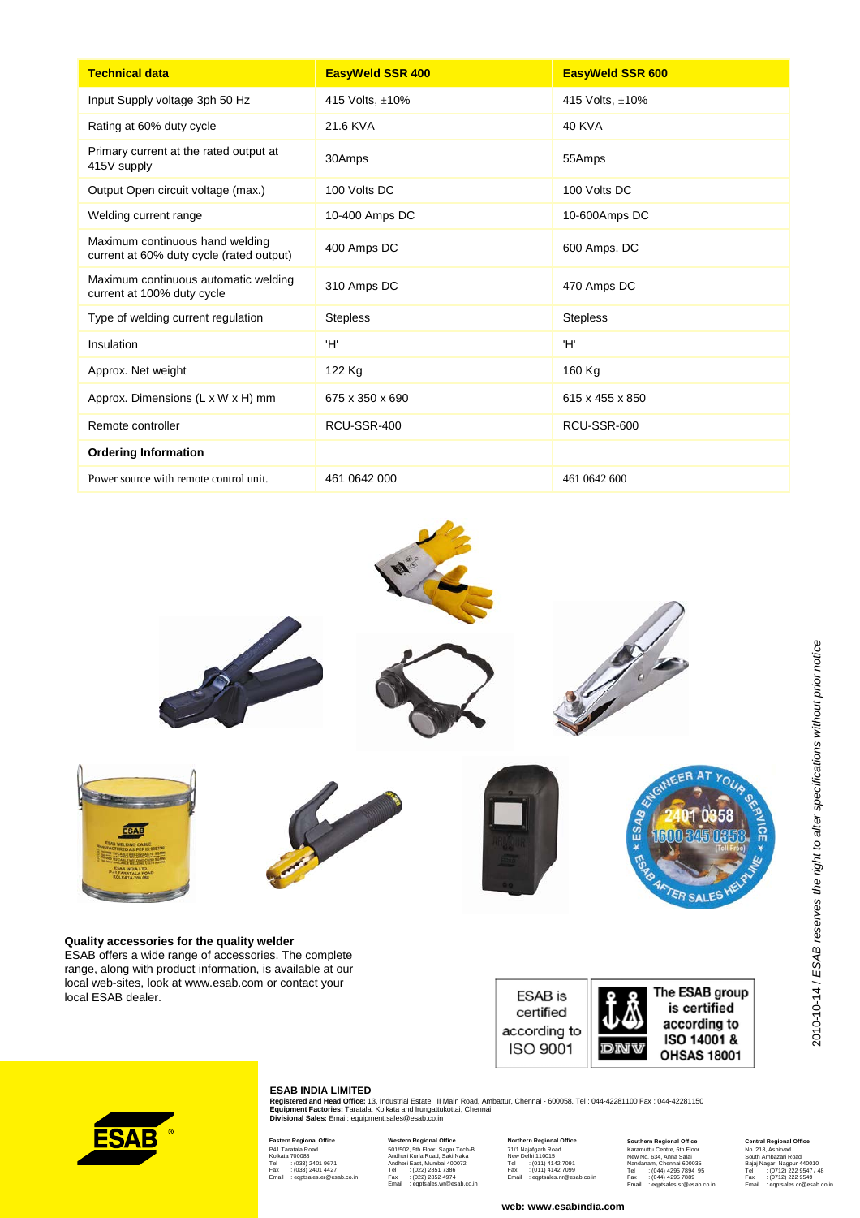| Technical data | EasyWeld SSR 400 | EasyWeld SSR 600 |
|---|---|---|
| Input Supply voltage 3ph 50 Hz | 415 Volts, ±10% | 415 Volts, ±10% |
| Rating at 60% duty cycle | 21.6 KVA | 40 KVA |
| Primary current at the rated output at 415V supply | 30Amps | 55Amps |
| Output Open circuit voltage (max.) | 100 Volts DC | 100 Volts DC |
| Welding current range | 10-400 Amps DC | 10-600Amps DC |
| Maximum continuous hand welding current at 60% duty cycle (rated output) | 400 Amps DC | 600 Amps. DC |
| Maximum continuous automatic welding current at 100% duty cycle | 310 Amps DC | 470 Amps DC |
| Type of welding current regulation | Stepless | Stepless |
| Insulation | 'H' | 'H' |
| Approx. Net weight | 122 Kg | 160 Kg |
| Approx. Dimensions (L x W x H) mm | 675 x 350 x 690 | 615 x 455 x 850 |
| Remote controller | RCU-SSR-400 | RCU-SSR-600 |
| **Ordering Information** | | |
| Power source with remote control unit. | 461 0642 000 | 461 0642 600 |

**Quality accessories for the quality welder**
ESAB offers a wide range of accessories. The complete range, along with product information, is available at our local web-sites, look at www.esab.com or contact your local ESAB dealer.

ESAB is certified according to ISO 9001

The ESAB group is certified according to ISO 14001 & OHSAS 18001

2010-10-14 / ESAB reserves the right to alter specifications without prior notice

**ESAB INDIA LIMITED**
**Registered and Head Office:** 13, Industrial Estate, III Main Road, Ambattur, Chennai - 600058. Tel : 044-42281100 Fax : 044-42281150
**Equipment Factories:** Taratala, Kolkata and Irungattukottai, Chennai
**Divisional Sales:** Email: equipment.sales@esab.co.in

**Eastern Regional Office**
P41 Taratala Road
Kolkata 700088
Tel : (033) 2401 9671
Fax : (033) 2401 4427
Email : eqptsales.er@esab.co.in

**Western Regional Office**
501/502, 5th Floor, Sagar Tech-B
Andheri Kurla Road, Saki Naka
Andheri East, Mumbai 400072
Tel : (022) 2851 7386
Fax : (022) 2852 4974
Email : eqptsales.wr@esab.co.in

**Northern Regional Office**
71/1 Najafgarh Road
New Delhi 110015
Tel : (011) 4142 7091
Fax : (011) 4142 7099
Email : eqptsales.nr@esab.co.in

**Southern Regional Office**
Karamuttu Centre, 6th Floor
New No. 634, Anna Salai
Nandanam, Chennai 600035
Tel : (044) 4295 7894 95
Fax : (044) 4295 7889
Email : eqptsales.sr@esab.co.in

**Central Regional Office**
No. 218, Ashirvad
South Ambazari Road
Bajaj Nagar, Nagpur 440010
Tel : (0712) 222 9547 / 48
Fax : (0712) 222 9549
Email : eqptsales.cr@esab.co.in

**web: www.esabindia.com**